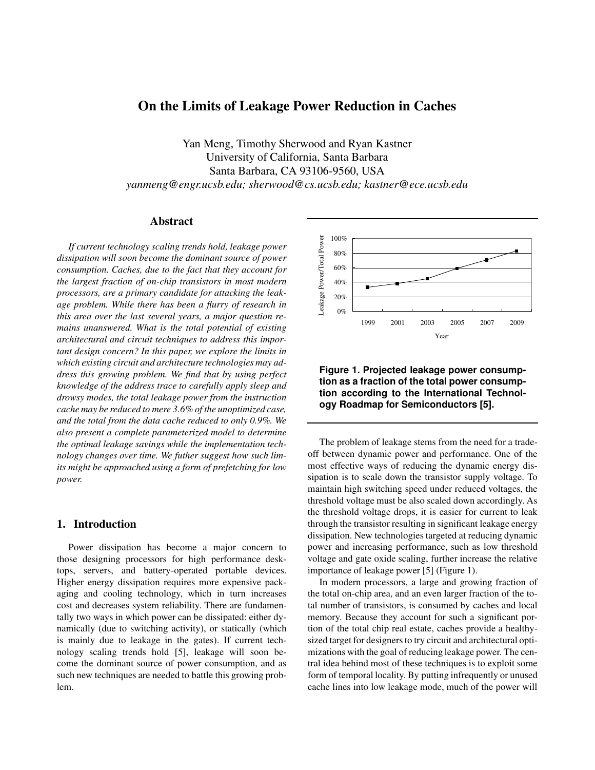# On the Limits of Leakage Power Reduction in Caches

Yan Meng, Timothy Sherwood and Ryan Kastner
University of California, Santa Barbara
Santa Barbara, CA 93106-9560, USA
*yanmeng@engr.ucsb.edu; sherwood@cs.ucsb.edu; kastner@ece.ucsb.edu*

## Abstract

*If current technology scaling trends hold, leakage power dissipation will soon become the dominant source of power consumption. Caches, due to the fact that they account for the largest fraction of on-chip transistors in most modern processors, are a primary candidate for attacking the leakage problem. While there has been a flurry of research in this area over the last several years, a major question remains unanswered. What is the total potential of existing architectural and circuit techniques to address this important design concern? In this paper, we explore the limits in which existing circuit and architecture technologies may address this growing problem. We find that by using perfect knowledge of the address trace to carefully apply sleep and drowsy modes, the total leakage power from the instruction cache may be reduced to mere 3.6% of the unoptimized case, and the total from the data cache reduced to only 0.9%. We also present a complete parameterized model to determine the optimal leakage savings while the implementation technology changes over time. We futher suggest how such limits might be approached using a form of prefetching for low power.*

## 1. Introduction

Power dissipation has become a major concern to those designing processors for high performance desktops, servers, and battery-operated portable devices. Higher energy dissipation requires more expensive packaging and cooling technology, which in turn increases cost and decreases system reliability. There are fundamentally two ways in which power can be dissipated: either dynamically (due to switching activity), or statically (which is mainly due to leakage in the gates). If current technology scaling trends hold [5], leakage will soon become the dominant source of power consumption, and as such new techniques are needed to battle this growing problem.

| Year | 1999 | 2001 | 2003 | 2005 | 2007 | 2009 |
|---|---|---|---|---|---|---|
| Leakage Power/Total Power | | | | | | |

**Figure 1. Projected leakage power consumption as a fraction of the total power consumption according to the International Technology Roadmap for Semiconductors [5].**

The problem of leakage stems from the need for a tradeoff between dynamic power and performance. One of the most effective ways of reducing the dynamic energy dissipation is to scale down the transistor supply voltage. To maintain high switching speed under reduced voltages, the threshold voltage must be also scaled down accordingly. As the threshold voltage drops, it is easier for current to leak through the transistor resulting in significant leakage energy dissipation. New technologies targeted at reducing dynamic power and increasing performance, such as low threshold voltage and gate oxide scaling, further increase the relative importance of leakage power [5] (Figure 1).

In modern processors, a large and growing fraction of the total on-chip area, and an even larger fraction of the total number of transistors, is consumed by caches and local memory. Because they account for such a significant portion of the total chip real estate, caches provide a healthy-sized target for designers to try circuit and architectural optimizations with the goal of reducing leakage power. The central idea behind most of these techniques is to exploit some form of temporal locality. By putting infrequently or unused cache lines into low leakage mode, much of the power will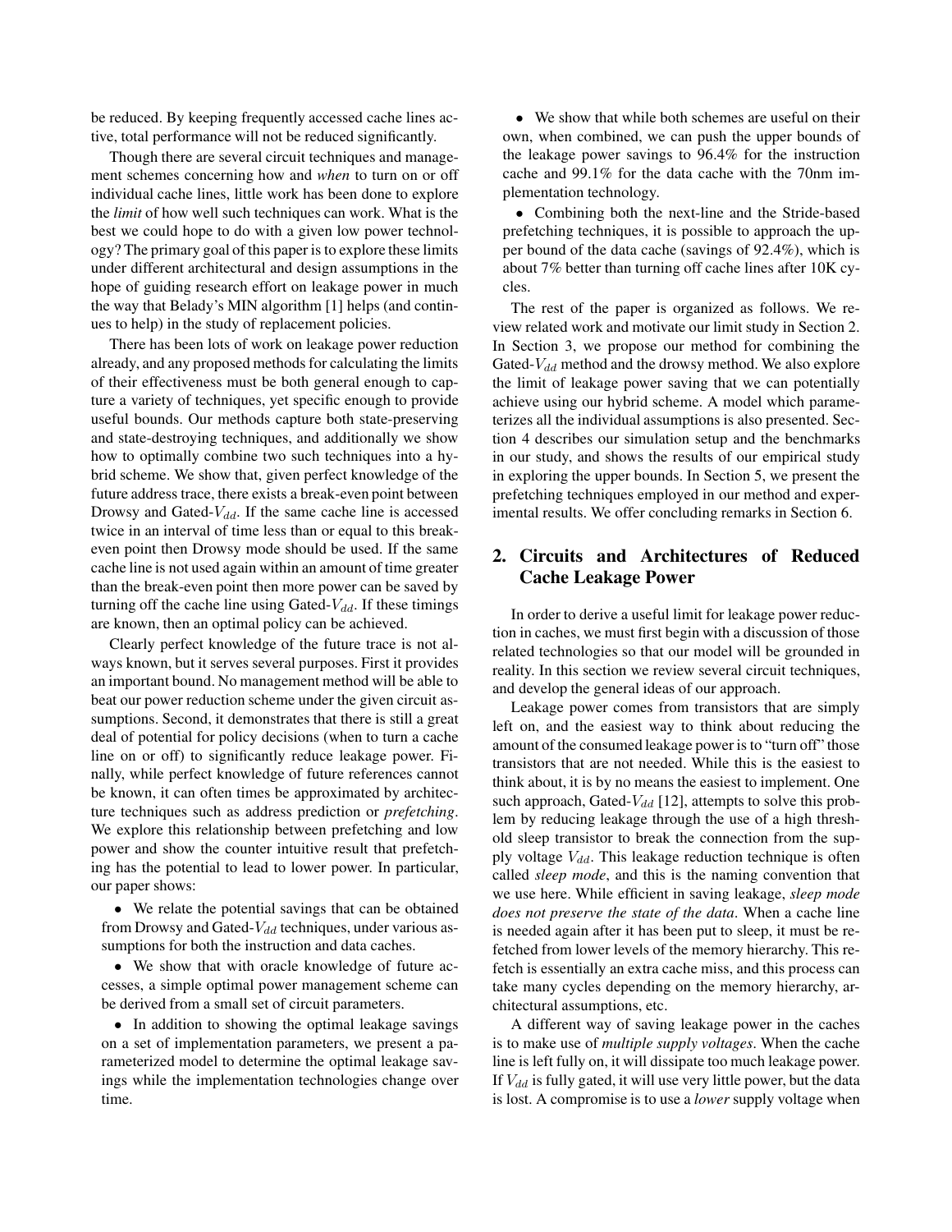be reduced. By keeping frequently accessed cache lines active, total performance will not be reduced significantly.

Though there are several circuit techniques and management schemes concerning how and *when* to turn on or off individual cache lines, little work has been done to explore the *limit* of how well such techniques can work. What is the best we could hope to do with a given low power technology? The primary goal of this paper is to explore these limits under different architectural and design assumptions in the hope of guiding research effort on leakage power in much the way that Belady's MIN algorithm [1] helps (and continues to help) in the study of replacement policies.

There has been lots of work on leakage power reduction already, and any proposed methods for calculating the limits of their effectiveness must be both general enough to capture a variety of techniques, yet specific enough to provide useful bounds. Our methods capture both state-preserving and state-destroying techniques, and additionally we show how to optimally combine two such techniques into a hybrid scheme. We show that, given perfect knowledge of the future address trace, there exists a break-even point between Drowsy and Gated-$V_{dd}$. If the same cache line is accessed twice in an interval of time less than or equal to this break-even point then Drowsy mode should be used. If the same cache line is not used again within an amount of time greater than the break-even point then more power can be saved by turning off the cache line using Gated-$V_{dd}$. If these timings are known, then an optimal policy can be achieved.

Clearly perfect knowledge of the future trace is not always known, but it serves several purposes. First it provides an important bound. No management method will be able to beat our power reduction scheme under the given circuit assumptions. Second, it demonstrates that there is still a great deal of potential for policy decisions (when to turn a cache line on or off) to significantly reduce leakage power. Finally, while perfect knowledge of future references cannot be known, it can often times be approximated by architecture techniques such as address prediction or *prefetching*. We explore this relationship between prefetching and low power and show the counter intuitive result that prefetching has the potential to lead to lower power. In particular, our paper shows:

- We relate the potential savings that can be obtained from Drowsy and Gated-$V_{dd}$ techniques, under various assumptions for both the instruction and data caches.
- We show that with oracle knowledge of future accesses, a simple optimal power management scheme can be derived from a small set of circuit parameters.
- In addition to showing the optimal leakage savings on a set of implementation parameters, we present a parameterized model to determine the optimal leakage savings while the implementation technologies change over time.
- We show that while both schemes are useful on their own, when combined, we can push the upper bounds of the leakage power savings to 96.4% for the instruction cache and 99.1% for the data cache with the 70nm implementation technology.
- Combining both the next-line and the Stride-based prefetching techniques, it is possible to approach the upper bound of the data cache (savings of 92.4%), which is about 7% better than turning off cache lines after 10K cycles.

The rest of the paper is organized as follows. We review related work and motivate our limit study in Section 2. In Section 3, we propose our method for combining the Gated-$V_{dd}$ method and the drowsy method. We also explore the limit of leakage power saving that we can potentially achieve using our hybrid scheme. A model which parameterizes all the individual assumptions is also presented. Section 4 describes our simulation setup and the benchmarks in our study, and shows the results of our empirical study in exploring the upper bounds. In Section 5, we present the prefetching techniques employed in our method and experimental results. We offer concluding remarks in Section 6.

## 2. Circuits and Architectures of Reduced Cache Leakage Power

In order to derive a useful limit for leakage power reduction in caches, we must first begin with a discussion of those related technologies so that our model will be grounded in reality. In this section we review several circuit techniques, and develop the general ideas of our approach.

Leakage power comes from transistors that are simply left on, and the easiest way to think about reducing the amount of the consumed leakage power is to "turn off" those transistors that are not needed. While this is the easiest to think about, it is by no means the easiest to implement. One such approach, Gated-$V_{dd}$ [12], attempts to solve this problem by reducing leakage through the use of a high threshold sleep transistor to break the connection from the supply voltage $V_{dd}$. This leakage reduction technique is often called *sleep mode*, and this is the naming convention that we use here. While efficient in saving leakage, *sleep mode does not preserve the state of the data*. When a cache line is needed again after it has been put to sleep, it must be refetched from lower levels of the memory hierarchy. This refetch is essentially an extra cache miss, and this process can take many cycles depending on the memory hierarchy, architectural assumptions, etc.

A different way of saving leakage power in the caches is to make use of *multiple supply voltages*. When the cache line is left fully on, it will dissipate too much leakage power. If $V_{dd}$ is fully gated, it will use very little power, but the data is lost. A compromise is to use a *lower* supply voltage when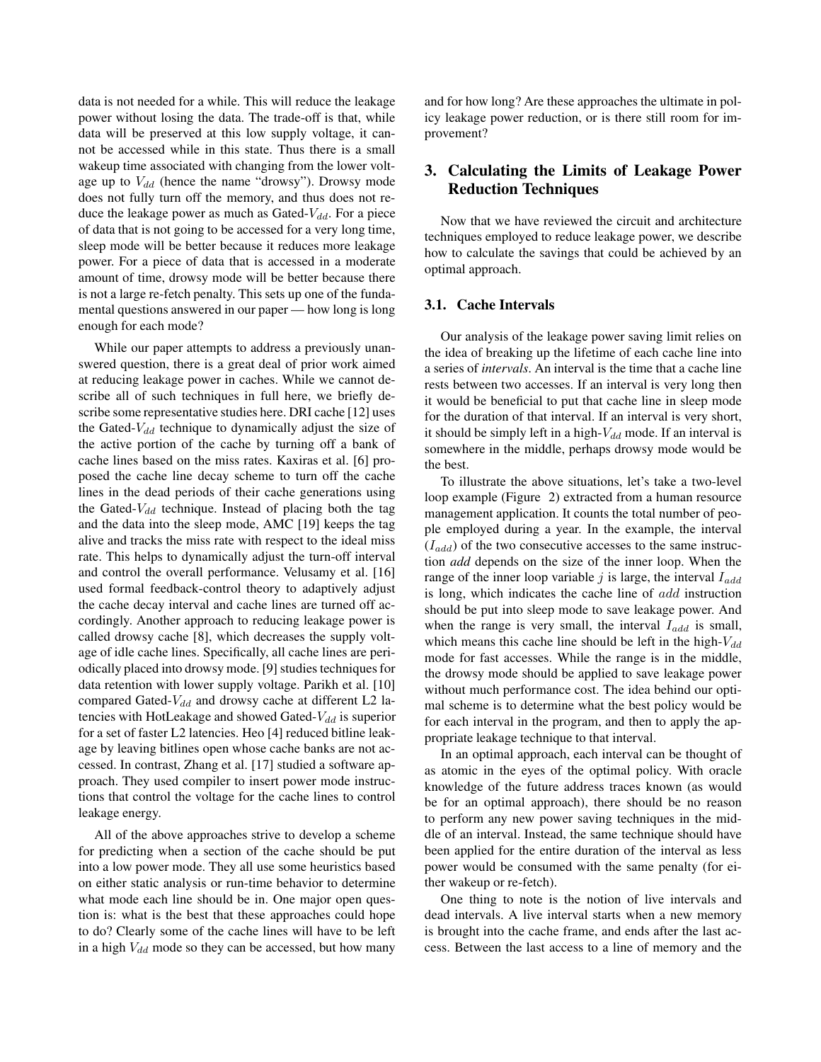data is not needed for a while. This will reduce the leakage power without losing the data. The trade-off is that, while data will be preserved at this low supply voltage, it cannot be accessed while in this state. Thus there is a small wakeup time associated with changing from the lower voltage up to $V_{dd}$ (hence the name "drowsy"). Drowsy mode does not fully turn off the memory, and thus does not reduce the leakage power as much as Gated-$V_{dd}$. For a piece of data that is not going to be accessed for a very long time, sleep mode will be better because it reduces more leakage power. For a piece of data that is accessed in a moderate amount of time, drowsy mode will be better because there is not a large re-fetch penalty. This sets up one of the fundamental questions answered in our paper — how long is long enough for each mode?

While our paper attempts to address a previously unanswered question, there is a great deal of prior work aimed at reducing leakage power in caches. While we cannot describe all of such techniques in full here, we briefly describe some representative studies here. DRI cache [12] uses the Gated-$V_{dd}$ technique to dynamically adjust the size of the active portion of the cache by turning off a bank of cache lines based on the miss rates. Kaxiras et al. [6] proposed the cache line decay scheme to turn off the cache lines in the dead periods of their cache generations using the Gated-$V_{dd}$ technique. Instead of placing both the tag and the data into the sleep mode, AMC [19] keeps the tag alive and tracks the miss rate with respect to the ideal miss rate. This helps to dynamically adjust the turn-off interval and control the overall performance. Velusamy et al. [16] used formal feedback-control theory to adaptively adjust the cache decay interval and cache lines are turned off accordingly. Another approach to reducing leakage power is called drowsy cache [8], which decreases the supply voltage of idle cache lines. Specifically, all cache lines are periodically placed into drowsy mode. [9] studies techniques for data retention with lower supply voltage. Parikh et al. [10] compared Gated-$V_{dd}$ and drowsy cache at different L2 latencies with HotLeakage and showed Gated-$V_{dd}$ is superior for a set of faster L2 latencies. Heo [4] reduced bitline leakage by leaving bitlines open whose cache banks are not accessed. In contrast, Zhang et al. [17] studied a software approach. They used compiler to insert power mode instructions that control the voltage for the cache lines to control leakage energy.

All of the above approaches strive to develop a scheme for predicting when a section of the cache should be put into a low power mode. They all use some heuristics based on either static analysis or run-time behavior to determine what mode each line should be in. One major open question is: what is the best that these approaches could hope to do? Clearly some of the cache lines will have to be left in a high $V_{dd}$ mode so they can be accessed, but how many and for how long? Are these approaches the ultimate in policy leakage power reduction, or is there still room for improvement?

## 3. Calculating the Limits of Leakage Power Reduction Techniques

Now that we have reviewed the circuit and architecture techniques employed to reduce leakage power, we describe how to calculate the savings that could be achieved by an optimal approach.

### 3.1. Cache Intervals

Our analysis of the leakage power saving limit relies on the idea of breaking up the lifetime of each cache line into a series of *intervals*. An interval is the time that a cache line rests between two accesses. If an interval is very long then it would be beneficial to put that cache line in sleep mode for the duration of that interval. If an interval is very short, it should be simply left in a high-$V_{dd}$ mode. If an interval is somewhere in the middle, perhaps drowsy mode would be the best.

To illustrate the above situations, let's take a two-level loop example (Figure 2) extracted from a human resource management application. It counts the total number of people employed during a year. In the example, the interval ($I_{add}$) of the two consecutive accesses to the same instruction *add* depends on the size of the inner loop. When the range of the inner loop variable $j$ is large, the interval $I_{add}$ is long, which indicates the cache line of $add$ instruction should be put into sleep mode to save leakage power. And when the range is very small, the interval $I_{add}$ is small, which means this cache line should be left in the high-$V_{dd}$ mode for fast accesses. While the range is in the middle, the drowsy mode should be applied to save leakage power without much performance cost. The idea behind our optimal scheme is to determine what the best policy would be for each interval in the program, and then to apply the appropriate leakage technique to that interval.

In an optimal approach, each interval can be thought of as atomic in the eyes of the optimal policy. With oracle knowledge of the future address traces known (as would be for an optimal approach), there should be no reason to perform any new power saving techniques in the middle of an interval. Instead, the same technique should have been applied for the entire duration of the interval as less power would be consumed with the same penalty (for either wakeup or re-fetch).

One thing to note is the notion of live intervals and dead intervals. A live interval starts when a new memory is brought into the cache frame, and ends after the last access. Between the last access to a line of memory and the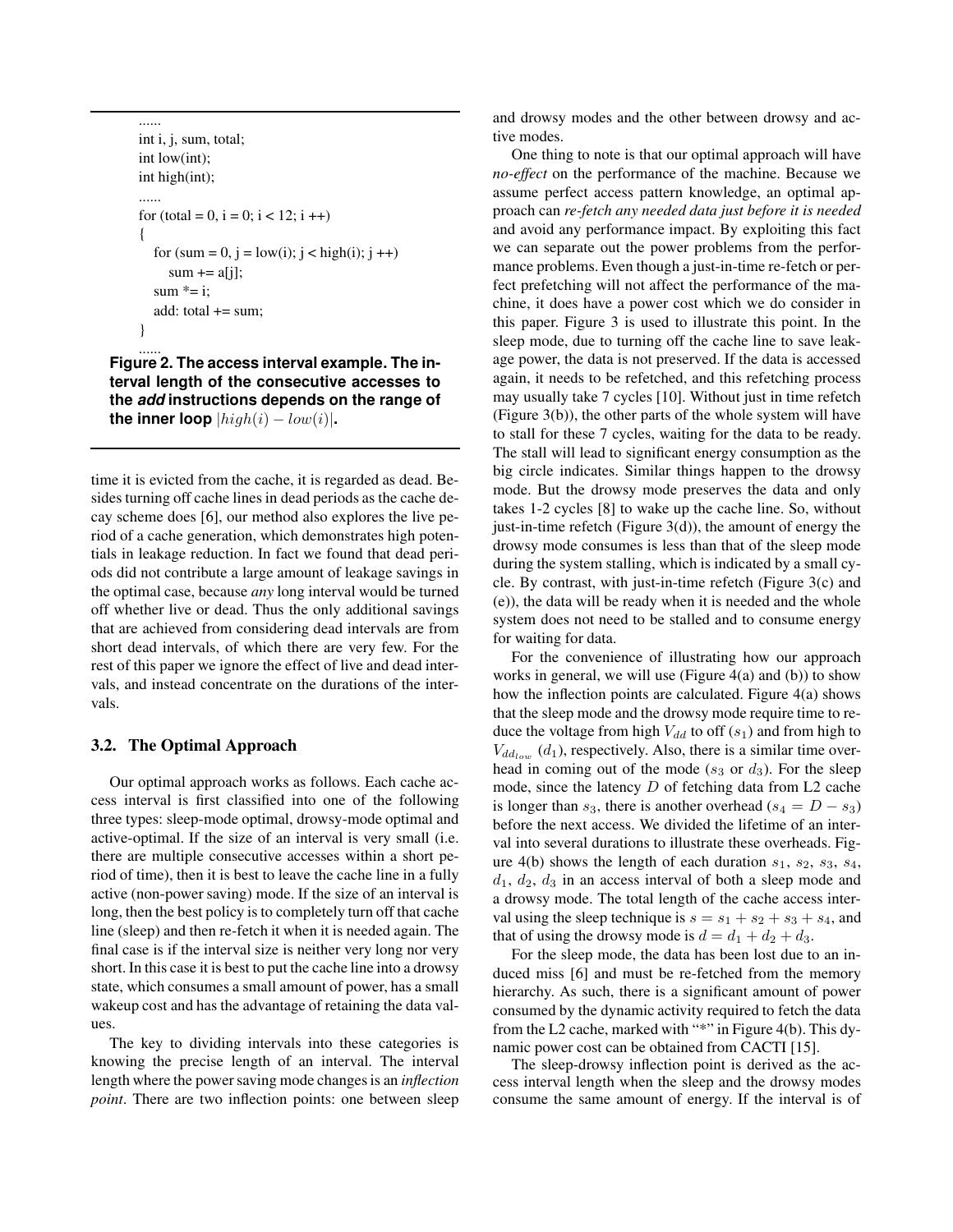```
......
int i, j, sum, total;
int low(int);
int high(int);
......
for (total = 0, i = 0; i < 12; i ++)
{
    for (sum = 0, j = low(i); j < high(i); j ++)
        sum += a[j];
    sum *= i;
    add: total += sum;
}
......
```

**Figure 2. The access interval example. The interval length of the consecutive accesses to the *add* instructions depends on the range of the inner loop $|high(i) - low(i)|$.**

time it is evicted from the cache, it is regarded as dead. Besides turning off cache lines in dead periods as the cache decay scheme does [6], our method also explores the live period of a cache generation, which demonstrates high potentials in leakage reduction. In fact we found that dead periods did not contribute a large amount of leakage savings in the optimal case, because *any* long interval would be turned off whether live or dead. Thus the only additional savings that are achieved from considering dead intervals are from short dead intervals, of which there are very few. For the rest of this paper we ignore the effect of live and dead intervals, and instead concentrate on the durations of the intervals.

### 3.2. The Optimal Approach

Our optimal approach works as follows. Each cache access interval is first classified into one of the following three types: sleep-mode optimal, drowsy-mode optimal and active-optimal. If the size of an interval is very small (i.e. there are multiple consecutive accesses within a short period of time), then it is best to leave the cache line in a fully active (non-power saving) mode. If the size of an interval is long, then the best policy is to completely turn off that cache line (sleep) and then re-fetch it when it is needed again. The final case is if the interval size is neither very long nor very short. In this case it is best to put the cache line into a drowsy state, which consumes a small amount of power, has a small wakeup cost and has the advantage of retaining the data values.

The key to dividing intervals into these categories is knowing the precise length of an interval. The interval length where the power saving mode changes is an *inflection point*. There are two inflection points: one between sleep and drowsy modes and the other between drowsy and active modes.

One thing to note is that our optimal approach will have *no-effect* on the performance of the machine. Because we assume perfect access pattern knowledge, an optimal approach can *re-fetch any needed data just before it is needed* and avoid any performance impact. By exploiting this fact we can separate out the power problems from the performance problems. Even though a just-in-time re-fetch or perfect prefetching will not affect the performance of the machine, it does have a power cost which we do consider in this paper. Figure 3 is used to illustrate this point. In the sleep mode, due to turning off the cache line to save leakage power, the data is not preserved. If the data is accessed again, it needs to be refetched, and this refetching process may usually take 7 cycles [10]. Without just in time refetch (Figure 3(b)), the other parts of the whole system will have to stall for these 7 cycles, waiting for the data to be ready. The stall will lead to significant energy consumption as the big circle indicates. Similar things happen to the drowsy mode. But the drowsy mode preserves the data and only takes 1-2 cycles [8] to wake up the cache line. So, without just-in-time refetch (Figure 3(d)), the amount of energy the drowsy mode consumes is less than that of the sleep mode during the system stalling, which is indicated by a small cycle. By contrast, with just-in-time refetch (Figure 3(c) and (e)), the data will be ready when it is needed and the whole system does not need to be stalled and to consume energy for waiting for data.

For the convenience of illustrating how our approach works in general, we will use (Figure 4(a) and (b)) to show how the inflection points are calculated. Figure 4(a) shows that the sleep mode and the drowsy mode require time to reduce the voltage from high $V_{dd}$ to off ($s_1$) and from high to $V_{dd_{low}}$ ($d_1$), respectively. Also, there is a similar time overhead in coming out of the mode ($s_3$ or $d_3$). For the sleep mode, since the latency $D$ of fetching data from L2 cache is longer than $s_3$, there is another overhead ($s_4 = D - s_3$) before the next access. We divided the lifetime of an interval into several durations to illustrate these overheads. Figure 4(b) shows the length of each duration $s_1$, $s_2$, $s_3$, $s_4$, $d_1$, $d_2$, $d_3$ in an access interval of both a sleep mode and a drowsy mode. The total length of the cache access interval using the sleep technique is $s = s_1 + s_2 + s_3 + s_4$, and that of using the drowsy mode is $d = d_1 + d_2 + d_3$.

For the sleep mode, the data has been lost due to an induced miss [6] and must be re-fetched from the memory hierarchy. As such, there is a significant amount of power consumed by the dynamic activity required to fetch the data from the L2 cache, marked with "*" in Figure 4(b). This dynamic power cost can be obtained from CACTI [15].

The sleep-drowsy inflection point is derived as the access interval length when the sleep and the drowsy modes consume the same amount of energy. If the interval is of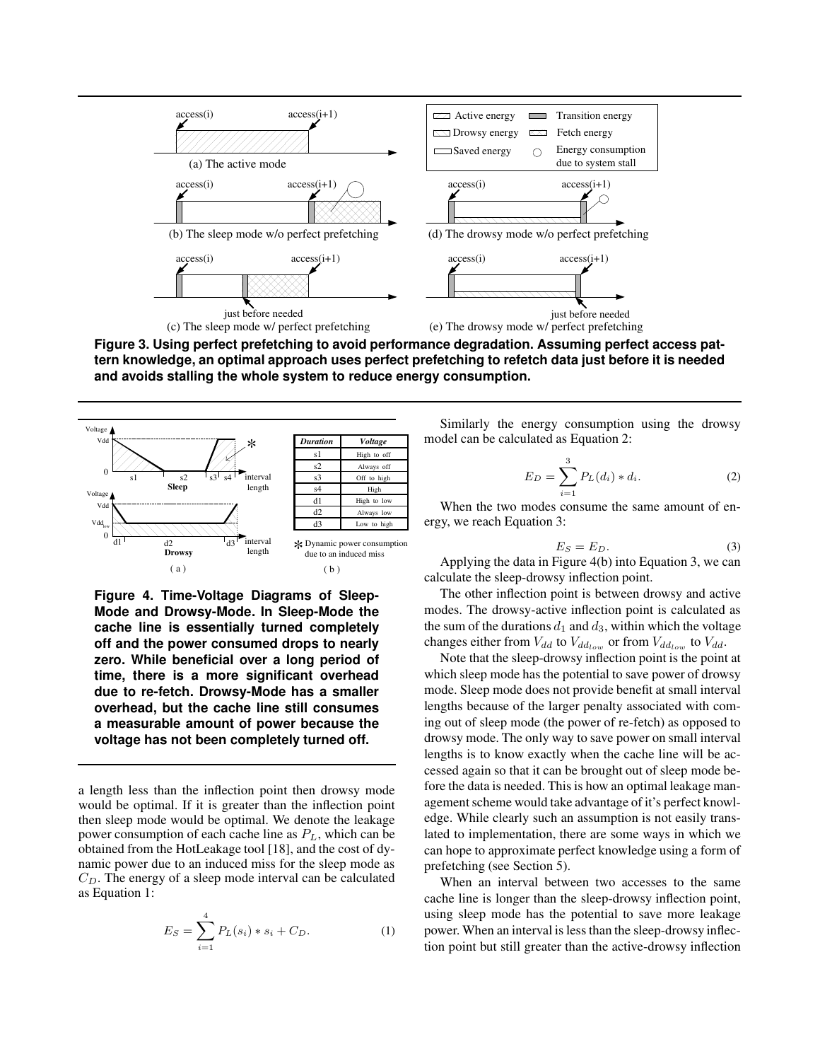Figure 3. Using perfect prefetching to avoid performance degradation. Assuming perfect access pattern knowledge, an optimal approach uses perfect prefetching to refetch data just before it is needed and avoids stalling the whole system to reduce energy consumption.

| Duration | Voltage |
| --- | --- |
| s1 | High to off |
| s2 | Always off |
| s3 | Off to high |
| s4 | High |
| d1 | High to low |
| d2 | Always low |
| d3 | Low to high |

* Dynamic power consumption due to an induced miss

Figure 4. Time-Voltage Diagrams of Sleep-Mode and Drowsy-Mode. In Sleep-Mode the cache line is essentially turned completely off and the power consumed drops to nearly zero. While beneficial over a long period of time, there is a more significant overhead due to re-fetch. Drowsy-Mode has a smaller overhead, but the cache line still consumes a measurable amount of power because the voltage has not been completely turned off.

a length less than the inflection point then drowsy mode would be optimal. If it is greater than the inflection point then sleep mode would be optimal. We denote the leakage power consumption of each cache line as $P_L$, which can be obtained from the HotLeakage tool [18], and the cost of dynamic power due to an induced miss for the sleep mode as $C_D$. The energy of a sleep mode interval can be calculated as Equation 1:

$$E_S = \sum_{i=1}^{4} P_L(s_i) * s_i + C_D. \quad (1)$$

Similarly the energy consumption using the drowsy model can be calculated as Equation 2:

$$E_D = \sum_{i=1}^{3} P_L(d_i) * d_i. \quad (2)$$

When the two modes consume the same amount of energy, we reach Equation 3:

$$E_S = E_D. \quad (3)$$

Applying the data in Figure 4(b) into Equation 3, we can calculate the sleep-drowsy inflection point.

The other inflection point is between drowsy and active modes. The drowsy-active inflection point is calculated as the sum of the durations $d_1$ and $d_3$, within which the voltage changes either from $V_{dd}$ to $V_{dd_{low}}$ or from $V_{dd_{low}}$ to $V_{dd}$.

Note that the sleep-drowsy inflection point is the point at which sleep mode has the potential to save power of drowsy mode. Sleep mode does not provide benefit at small interval lengths because of the larger penalty associated with coming out of sleep mode (the power of re-fetch) as opposed to drowsy mode. The only way to save power on small interval lengths is to know exactly when the cache line will be accessed again so that it can be brought out of sleep mode before the data is needed. This is how an optimal leakage management scheme would take advantage of it's perfect knowledge. While clearly such an assumption is not easily translated to implementation, there are some ways in which we can hope to approximate perfect knowledge using a form of prefetching (see Section 5).

When an interval between two accesses to the same cache line is longer than the sleep-drowsy inflection point, using sleep mode has the potential to save more leakage power. When an interval is less than the sleep-drowsy inflection point but still greater than the active-drowsy inflection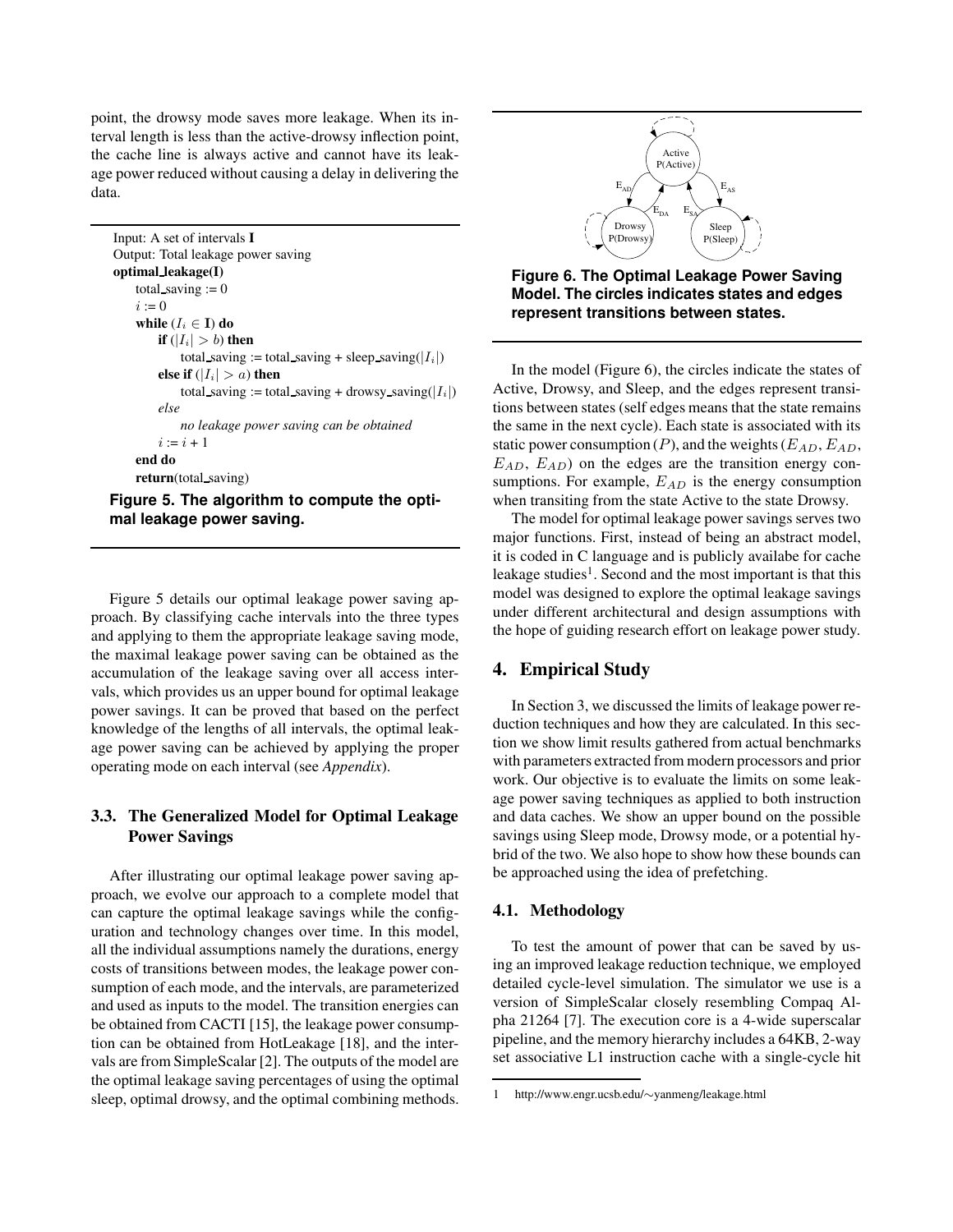point, the drowsy mode saves more leakage. When its interval length is less than the active-drowsy inflection point, the cache line is always active and cannot have its leakage power reduced without causing a delay in delivering the data.

```
Input: A set of intervals I
Output: Total leakage power saving
optimal_leakage(I)
    total_saving := 0
    i := 0
    while (I_i ∈ I) do
        if (|I_i| > b) then
            total_saving := total_saving + sleep_saving(|I_i|)
        else if (|I_i| > a) then
            total_saving := total_saving + drowsy_saving(|I_i|)
        else
            no leakage power saving can be obtained
        i := i + 1
    end do
    return(total_saving)
```

**Figure 5. The algorithm to compute the optimal leakage power saving.**

Figure 5 details our optimal leakage power saving approach. By classifying cache intervals into the three types and applying to them the appropriate leakage saving mode, the maximal leakage power saving can be obtained as the accumulation of the leakage saving over all access intervals, which provides us an upper bound for optimal leakage power savings. It can be proved that based on the perfect knowledge of the lengths of all intervals, the optimal leakage power saving can be achieved by applying the proper operating mode on each interval (see *Appendix*).

### 3.3. The Generalized Model for Optimal Leakage Power Savings

After illustrating our optimal leakage power saving approach, we evolve our approach to a complete model that can capture the optimal leakage savings while the configuration and technology changes over time. In this model, all the individual assumptions namely the durations, energy costs of transitions between modes, the leakage power consumption of each mode, and the intervals, are parameterized and used as inputs to the model. The transition energies can be obtained from CACTI [15], the leakage power consumption can be obtained from HotLeakage [18], and the intervals are from SimpleScalar [2]. The outputs of the model are the optimal leakage saving percentages of using the optimal sleep, optimal drowsy, and the optimal combining methods.

**Figure 6. The Optimal Leakage Power Saving Model. The circles indicates states and edges represent transitions between states.**

In the model (Figure 6), the circles indicate the states of Active, Drowsy, and Sleep, and the edges represent transitions between states (self edges means that the state remains the same in the next cycle). Each state is associated with its static power consumption ($P$), and the weights ($E_{AD}$, $E_{AD}$, $E_{AD}$, $E_{AD}$) on the edges are the transition energy consumptions. For example, $E_{AD}$ is the energy consumption when transiting from the state Active to the state Drowsy.

The model for optimal leakage power savings serves two major functions. First, instead of being an abstract model, it is coded in C language and is publicly availabe for cache leakage studies[1]. Second and the most important is that this model was designed to explore the optimal leakage savings under different architectural and design assumptions with the hope of guiding research effort on leakage power study.

## 4. Empirical Study

In Section 3, we discussed the limits of leakage power reduction techniques and how they are calculated. In this section we show limit results gathered from actual benchmarks with parameters extracted from modern processors and prior work. Our objective is to evaluate the limits on some leakage power saving techniques as applied to both instruction and data caches. We show an upper bound on the possible savings using Sleep mode, Drowsy mode, or a potential hybrid of the two. We also hope to show how these bounds can be approached using the idea of prefetching.

### 4.1. Methodology

To test the amount of power that can be saved by using an improved leakage reduction technique, we employed detailed cycle-level simulation. The simulator we use is a version of SimpleScalar closely resembling Compaq Alpha 21264 [7]. The execution core is a 4-wide superscalar pipeline, and the memory hierarchy includes a 64KB, 2-way set associative L1 instruction cache with a single-cycle hit

1 http://www.engr.ucsb.edu/∼yanmeng/leakage.html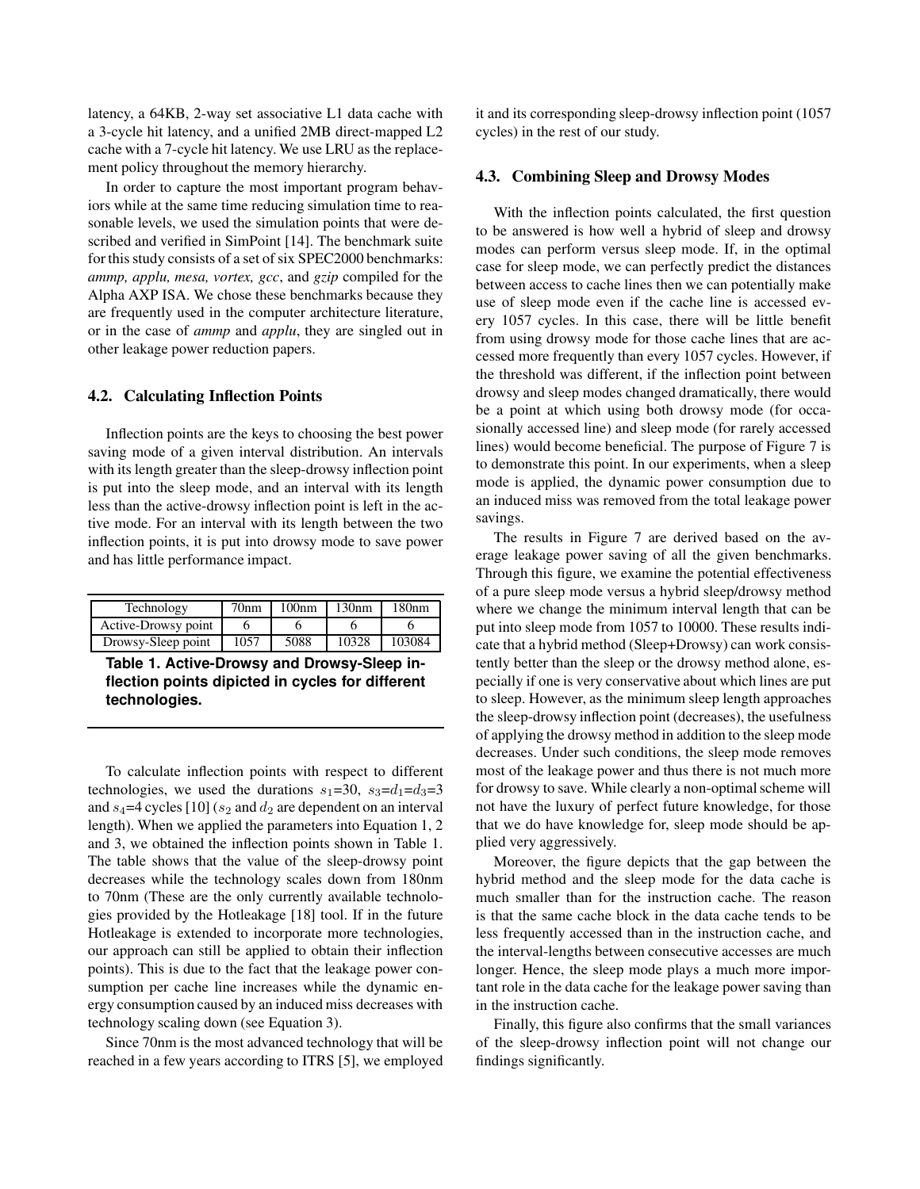latency, a 64KB, 2-way set associative L1 data cache with a 3-cycle hit latency, and a unified 2MB direct-mapped L2 cache with a 7-cycle hit latency. We use LRU as the replacement policy throughout the memory hierarchy.

In order to capture the most important program behaviors while at the same time reducing simulation time to reasonable levels, we used the simulation points that were described and verified in SimPoint [14]. The benchmark suite for this study consists of a set of six SPEC2000 benchmarks: *ammp, applu, mesa, vortex, gcc*, and *gzip* compiled for the Alpha AXP ISA. We chose these benchmarks because they are frequently used in the computer architecture literature, or in the case of *ammp* and *applu*, they are singled out in other leakage power reduction papers.

### 4.2. Calculating Inflection Points

Inflection points are the keys to choosing the best power saving mode of a given interval distribution. An intervals with its length greater than the sleep-drowsy inflection point is put into the sleep mode, and an interval with its length less than the active-drowsy inflection point is left in the active mode. For an interval with its length between the two inflection points, it is put into drowsy mode to save power and has little performance impact.

| Technology | 70nm | 100nm | 130nm | 180nm |
|---|---|---|---|---|
| Active-Drowsy point | 6 | 6 | 6 | 6 |
| Drowsy-Sleep point | 1057 | 5088 | 10328 | 103084 |

**Table 1. Active-Drowsy and Drowsy-Sleep inflection points dipicted in cycles for different technologies.**

To calculate inflection points with respect to different technologies, we used the durations $s_1$=30, $s_3$=$d_1$=$d_3$=3 and $s_4$=4 cycles [10] ($s_2$ and $d_2$ are dependent on an interval length). When we applied the parameters into Equation 1, 2 and 3, we obtained the inflection points shown in Table 1. The table shows that the value of the sleep-drowsy point decreases while the technology scales down from 180nm to 70nm (These are the only currently available technologies provided by the Hotleakage [18] tool. If in the future Hotleakage is extended to incorporate more technologies, our approach can still be applied to obtain their inflection points). This is due to the fact that the leakage power consumption per cache line increases while the dynamic energy consumption caused by an induced miss decreases with technology scaling down (see Equation 3).

Since 70nm is the most advanced technology that will be reached in a few years according to ITRS [5], we employed it and its corresponding sleep-drowsy inflection point (1057 cycles) in the rest of our study.

### 4.3. Combining Sleep and Drowsy Modes

With the inflection points calculated, the first question to be answered is how well a hybrid of sleep and drowsy modes can perform versus sleep mode. If, in the optimal case for sleep mode, we can perfectly predict the distances between access to cache lines then we can potentially make use of sleep mode even if the cache line is accessed every 1057 cycles. In this case, there will be little benefit from using drowsy mode for those cache lines that are accessed more frequently than every 1057 cycles. However, if the threshold was different, if the inflection point between drowsy and sleep modes changed dramatically, there would be a point at which using both drowsy mode (for occasionally accessed line) and sleep mode (for rarely accessed lines) would become beneficial. The purpose of Figure 7 is to demonstrate this point. In our experiments, when a sleep mode is applied, the dynamic power consumption due to an induced miss was removed from the total leakage power savings.

The results in Figure 7 are derived based on the average leakage power saving of all the given benchmarks. Through this figure, we examine the potential effectiveness of a pure sleep mode versus a hybrid sleep/drowsy method where we change the minimum interval length that can be put into sleep mode from 1057 to 10000. These results indicate that a hybrid method (Sleep+Drowsy) can work consistently better than the sleep or the drowsy method alone, especially if one is very conservative about which lines are put to sleep. However, as the minimum sleep length approaches the sleep-drowsy inflection point (decreases), the usefulness of applying the drowsy method in addition to the sleep mode decreases. Under such conditions, the sleep mode removes most of the leakage power and thus there is not much more for drowsy to save. While clearly a non-optimal scheme will not have the luxury of perfect future knowledge, for those that we do have knowledge for, sleep mode should be applied very aggressively.

Moreover, the figure depicts that the gap between the hybrid method and the sleep mode for the data cache is much smaller than for the instruction cache. The reason is that the same cache block in the data cache tends to be less frequently accessed than in the instruction cache, and the interval-lengths between consecutive accesses are much longer. Hence, the sleep mode plays a much more important role in the data cache for the leakage power saving than in the instruction cache.

Finally, this figure also confirms that the small variances of the sleep-drowsy inflection point will not change our findings significantly.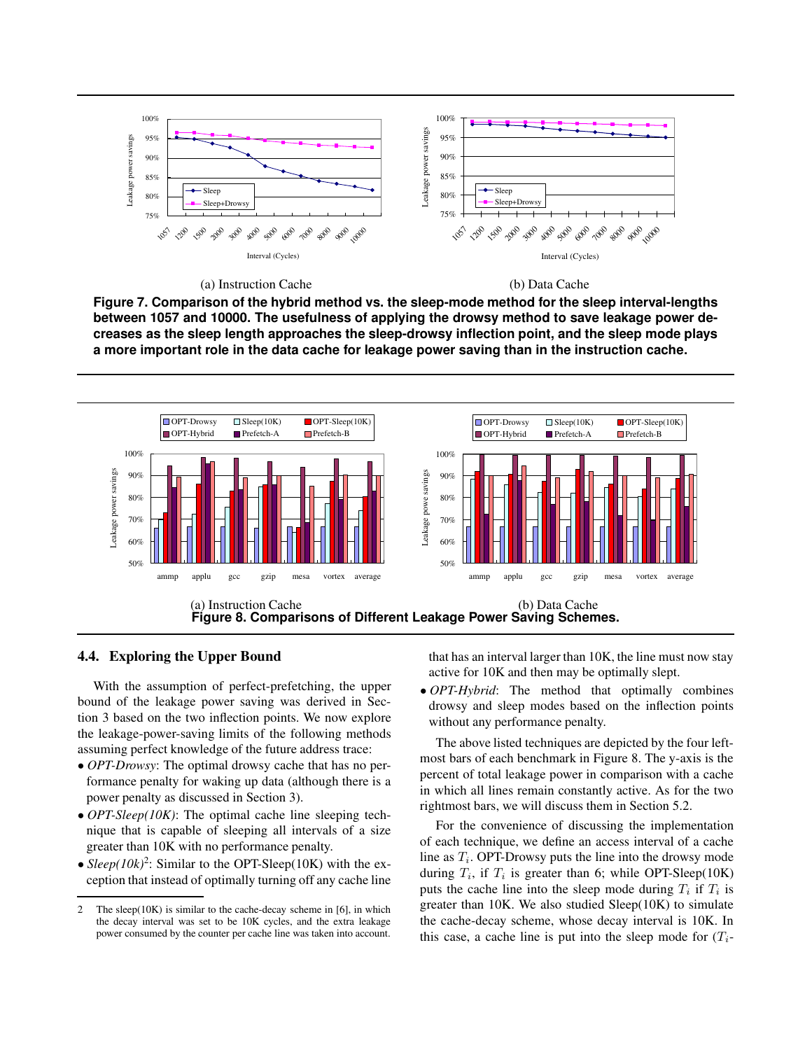(a) Instruction Cache

(b) Data Cache

**Figure 7. Comparison of the hybrid method vs. the sleep-mode method for the sleep interval-lengths between 1057 and 10000. The usefulness of applying the drowsy method to save leakage power decreases as the sleep length approaches the sleep-drowsy inflection point, and the sleep mode plays a more important role in the data cache for leakage power saving than in the instruction cache.**

(a) Instruction Cache

(b) Data Cache

**Figure 8. Comparisons of Different Leakage Power Saving Schemes.**

### 4.4. Exploring the Upper Bound

With the assumption of perfect-prefetching, the upper bound of the leakage power saving was derived in Section 3 based on the two inflection points. We now explore the leakage-power-saving limits of the following methods assuming perfect knowledge of the future address trace:

- *OPT-Drowsy*: The optimal drowsy cache that has no performance penalty for waking up data (although there is a power penalty as discussed in Section 3).
- *OPT-Sleep(10K)*: The optimal cache line sleeping technique that is capable of sleeping all intervals of a size greater than 10K with no performance penalty.
- *Sleep(10k)*[2]: Similar to the OPT-Sleep(10K) with the exception that instead of optimally turning off any cache line that has an interval larger than 10K, the line must now stay active for 10K and then may be optimally slept.
- *OPT-Hybrid*: The method that optimally combines drowsy and sleep modes based on the inflection points without any performance penalty.

The above listed techniques are depicted by the four leftmost bars of each benchmark in Figure 8. The y-axis is the percent of total leakage power in comparison with a cache in which all lines remain constantly active. As for the two rightmost bars, we will discuss them in Section 5.2.

For the convenience of discussing the implementation of each technique, we define an access interval of a cache line as $T_i$. OPT-Drowsy puts the line into the drowsy mode during $T_i$, if $T_i$ is greater than 6; while OPT-Sleep(10K) puts the cache line into the sleep mode during $T_i$ if $T_i$ is greater than 10K. We also studied Sleep(10K) to simulate the cache-decay scheme, whose decay interval is 10K. In this case, a cache line is put into the sleep mode for ($T_i$-

[2] The sleep(10K) is similar to the cache-decay scheme in [6], in which the decay interval was set to be 10K cycles, and the extra leakage power consumed by the counter per cache line was taken into account.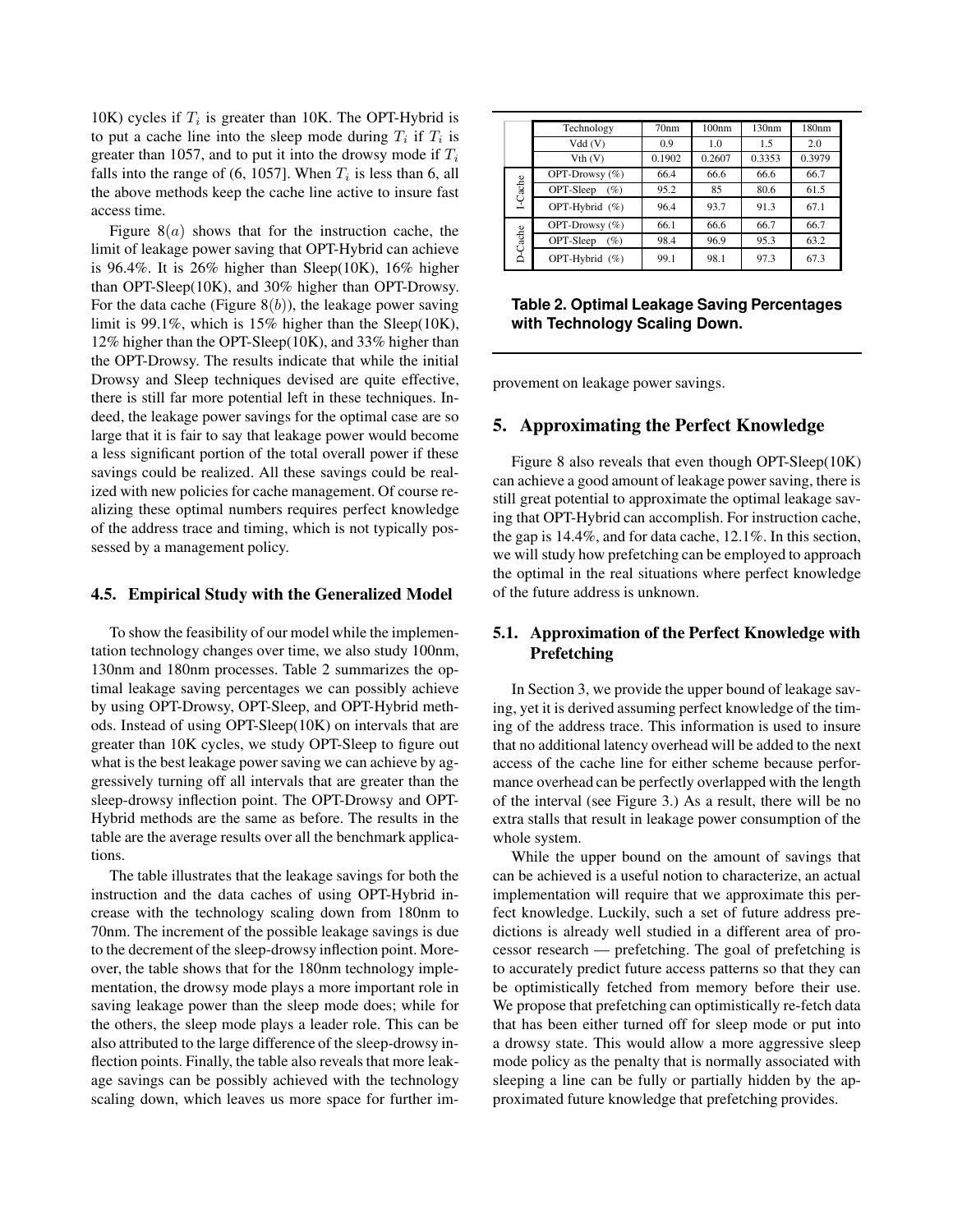10K) cycles if $T_i$ is greater than 10K. The OPT-Hybrid is to put a cache line into the sleep mode during $T_i$ if $T_i$ is greater than 1057, and to put it into the drowsy mode if $T_i$ falls into the range of (6, 1057]. When $T_i$ is less than 6, all the above methods keep the cache line active to insure fast access time.

Figure $8(a)$ shows that for the instruction cache, the limit of leakage power saving that OPT-Hybrid can achieve is 96.4%. It is 26% higher than Sleep(10K), 16% higher than OPT-Sleep(10K), and 30% higher than OPT-Drowsy. For the data cache (Figure $8(b)$), the leakage power saving limit is 99.1%, which is 15% higher than the Sleep(10K), 12% higher than the OPT-Sleep(10K), and 33% higher than the OPT-Drowsy. The results indicate that while the initial Drowsy and Sleep techniques devised are quite effective, there is still far more potential left in these techniques. Indeed, the leakage power savings for the optimal case are so large that it is fair to say that leakage power would become a less significant portion of the total overall power if these savings could be realized. All these savings could be realized with new policies for cache management. Of course realizing these optimal numbers requires perfect knowledge of the address trace and timing, which is not typically possessed by a management policy.

### 4.5. Empirical Study with the Generalized Model

To show the feasibility of our model while the implementation technology changes over time, we also study 100nm, 130nm and 180nm processes. Table 2 summarizes the optimal leakage saving percentages we can possibly achieve by using OPT-Drowsy, OPT-Sleep, and OPT-Hybrid methods. Instead of using OPT-Sleep(10K) on intervals that are greater than 10K cycles, we study OPT-Sleep to figure out what is the best leakage power saving we can achieve by aggressively turning off all intervals that are greater than the sleep-drowsy inflection point. The OPT-Drowsy and OPT-Hybrid methods are the same as before. The results in the table are the average results over all the benchmark applications.

The table illustrates that the leakage savings for both the instruction and the data caches of using OPT-Hybrid increase with the technology scaling down from 180nm to 70nm. The increment of the possible leakage savings is due to the decrement of the sleep-drowsy inflection point. Moreover, the table shows that for the 180nm technology implementation, the drowsy mode plays a more important role in saving leakage power than the sleep mode does; while for the others, the sleep mode plays a leader role. This can be also attributed to the large difference of the sleep-drowsy inflection points. Finally, the table also reveals that more leakage savings can be possibly achieved with the technology scaling down, which leaves us more space for further improvement on leakage power savings.

| | Technology | 70nm | 100nm | 130nm | 180nm |
|---|---|---|---|---|---|
| | Vdd (V) | 0.9 | 1.0 | 1.5 | 2.0 |
| | Vth (V) | 0.1902 | 0.2607 | 0.3353 | 0.3979 |
| I-Cache | OPT-Drowsy (%) | 66.4 | 66.6 | 66.6 | 66.7 |
| | OPT-Sleep (%) | 95.2 | 85 | 80.6 | 61.5 |
| | OPT-Hybrid (%) | 96.4 | 93.7 | 91.3 | 67.1 |
| D-Cache | OPT-Drowsy (%) | 66.1 | 66.6 | 66.7 | 66.7 |
| | OPT-Sleep (%) | 98.4 | 96.9 | 95.3 | 63.2 |
| | OPT-Hybrid (%) | 99.1 | 98.1 | 97.3 | 67.3 |

**Table 2. Optimal Leakage Saving Percentages with Technology Scaling Down.**

## 5. Approximating the Perfect Knowledge

Figure 8 also reveals that even though OPT-Sleep(10K) can achieve a good amount of leakage power saving, there is still great potential to approximate the optimal leakage saving that OPT-Hybrid can accomplish. For instruction cache, the gap is 14.4%, and for data cache, 12.1%. In this section, we will study how prefetching can be employed to approach the optimal in the real situations where perfect knowledge of the future address is unknown.

### 5.1. Approximation of the Perfect Knowledge with Prefetching

In Section 3, we provide the upper bound of leakage saving, yet it is derived assuming perfect knowledge of the timing of the address trace. This information is used to insure that no additional latency overhead will be added to the next access of the cache line for either scheme because performance overhead can be perfectly overlapped with the length of the interval (see Figure 3.) As a result, there will be no extra stalls that result in leakage power consumption of the whole system.

While the upper bound on the amount of savings that can be achieved is a useful notion to characterize, an actual implementation will require that we approximate this perfect knowledge. Luckily, such a set of future address predictions is already well studied in a different area of processor research — prefetching. The goal of prefetching is to accurately predict future access patterns so that they can be optimistically fetched from memory before their use. We propose that prefetching can optimistically re-fetch data that has been either turned off for sleep mode or put into a drowsy state. This would allow a more aggressive sleep mode policy as the penalty that is normally associated with sleeping a line can be fully or partially hidden by the approximated future knowledge that prefetching provides.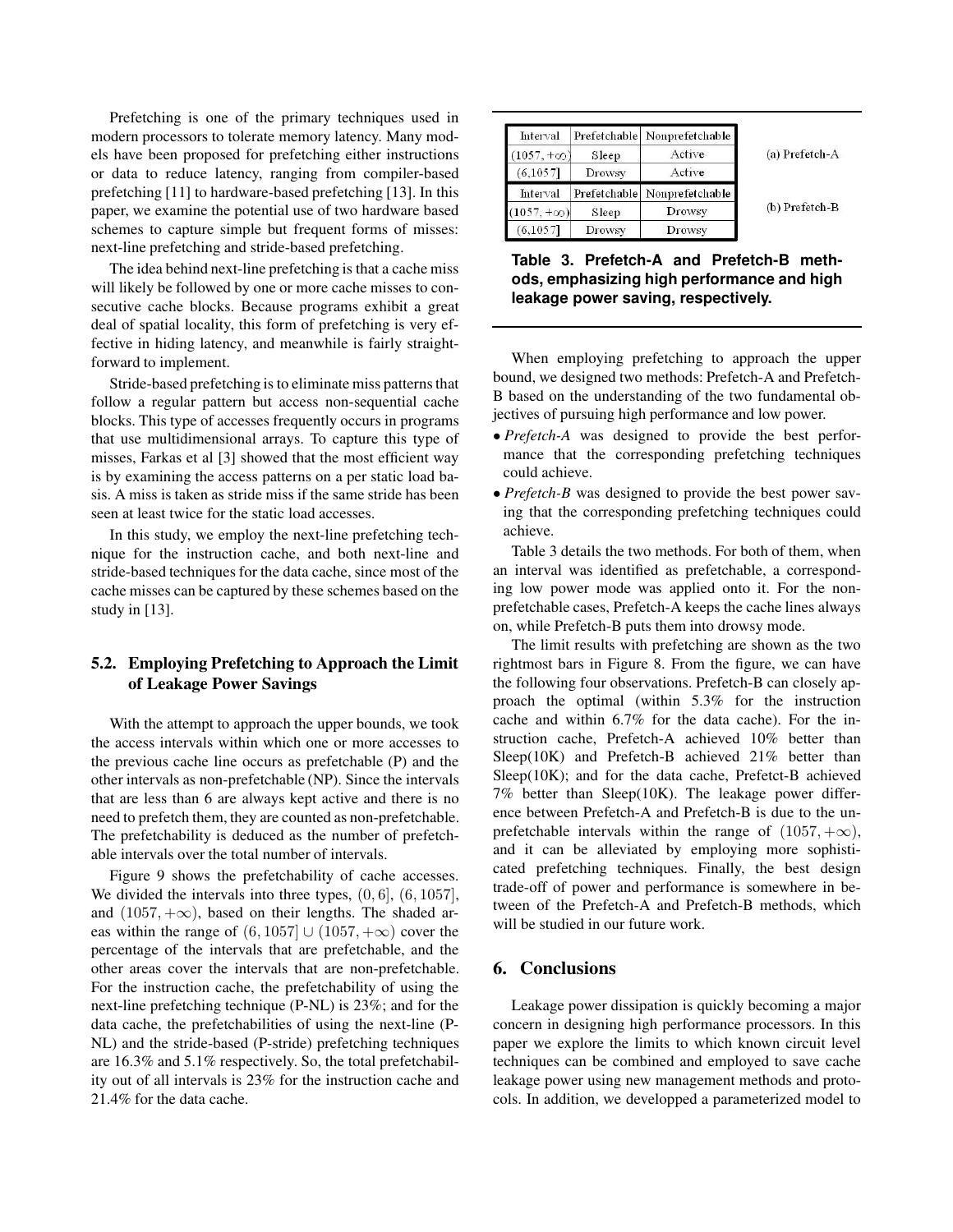Prefetching is one of the primary techniques used in modern processors to tolerate memory latency. Many models have been proposed for prefetching either instructions or data to reduce latency, ranging from compiler-based prefetching [11] to hardware-based prefetching [13]. In this paper, we examine the potential use of two hardware based schemes to capture simple but frequent forms of misses: next-line prefetching and stride-based prefetching.

The idea behind next-line prefetching is that a cache miss will likely be followed by one or more cache misses to consecutive cache blocks. Because programs exhibit a great deal of spatial locality, this form of prefetching is very effective in hiding latency, and meanwhile is fairly straightforward to implement.

Stride-based prefetching is to eliminate miss patterns that follow a regular pattern but access non-sequential cache blocks. This type of accesses frequently occurs in programs that use multidimensional arrays. To capture this type of misses, Farkas et al [3] showed that the most efficient way is by examining the access patterns on a per static load basis. A miss is taken as stride miss if the same stride has been seen at least twice for the static load accesses.

In this study, we employ the next-line prefetching technique for the instruction cache, and both next-line and stride-based techniques for the data cache, since most of the cache misses can be captured by these schemes based on the study in [13].

### 5.2. Employing Prefetching to Approach the Limit of Leakage Power Savings

With the attempt to approach the upper bounds, we took the access intervals within which one or more accesses to the previous cache line occurs as prefetchable (P) and the other intervals as non-prefetchable (NP). Since the intervals that are less than 6 are always kept active and there is no need to prefetch them, they are counted as non-prefetchable. The prefetchability is deduced as the number of prefetchable intervals over the total number of intervals.

Figure 9 shows the prefetchability of cache accesses. We divided the intervals into three types, $(0, 6]$, $(6, 1057]$, and $(1057, +\infty)$, based on their lengths. The shaded areas within the range of $(6, 1057] \cup (1057, +\infty)$ cover the percentage of the intervals that are prefetchable, and the other areas cover the intervals that are non-prefetchable. For the instruction cache, the prefetchability of using the next-line prefetching technique (P-NL) is 23%; and for the data cache, the prefetchabilities of using the next-line (P-NL) and the stride-based (P-stride) prefetching techniques are 16.3% and 5.1% respectively. So, the total prefetchability out of all intervals is 23% for the instruction cache and 21.4% for the data cache.

(a) Prefetch-A

| Interval | Prefetchable | Nonprefetchable |
|---|---|---|
| $(1057, +\infty)$ | Sleep | Active |
| $(6, 1057]$ | Drowsy | Active |

(b) Prefetch-B

| Interval | Prefetchable | Nonprefetchable |
|---|---|---|
| $(1057, +\infty)$ | Sleep | Drowsy |
| $(6, 1057]$ | Drowsy | Drowsy |

**Table 3. Prefetch-A and Prefetch-B methods, emphasizing high performance and high leakage power saving, respectively.**

When employing prefetching to approach the upper bound, we designed two methods: Prefetch-A and Prefetch-B based on the understanding of the two fundamental objectives of pursuing high performance and low power.

- *Prefetch-A* was designed to provide the best performance that the corresponding prefetching techniques could achieve.
- *Prefetch-B* was designed to provide the best power saving that the corresponding prefetching techniques could achieve.

Table 3 details the two methods. For both of them, when an interval was identified as prefetchable, a corresponding low power mode was applied onto it. For the non-prefetchable cases, Prefetch-A keeps the cache lines always on, while Prefetch-B puts them into drowsy mode.

The limit results with prefetching are shown as the two rightmost bars in Figure 8. From the figure, we can have the following four observations. Prefetch-B can closely approach the optimal (within 5.3% for the instruction cache and within 6.7% for the data cache). For the instruction cache, Prefetch-A achieved 10% better than Sleep(10K) and Prefetch-B achieved 21% better than Sleep(10K); and for the data cache, Prefetct-B achieved 7% better than Sleep(10K). The leakage power difference between Prefetch-A and Prefetch-B is due to the unprefetchable intervals within the range of $(1057, +\infty)$, and it can be alleviated by employing more sophisticated prefetching techniques. Finally, the best design trade-off of power and performance is somewhere in between of the Prefetch-A and Prefetch-B methods, which will be studied in our future work.

## 6. Conclusions

Leakage power dissipation is quickly becoming a major concern in designing high performance processors. In this paper we explore the limits to which known circuit level techniques can be combined and employed to save cache leakage power using new management methods and protocols. In addition, we developped a parameterized model to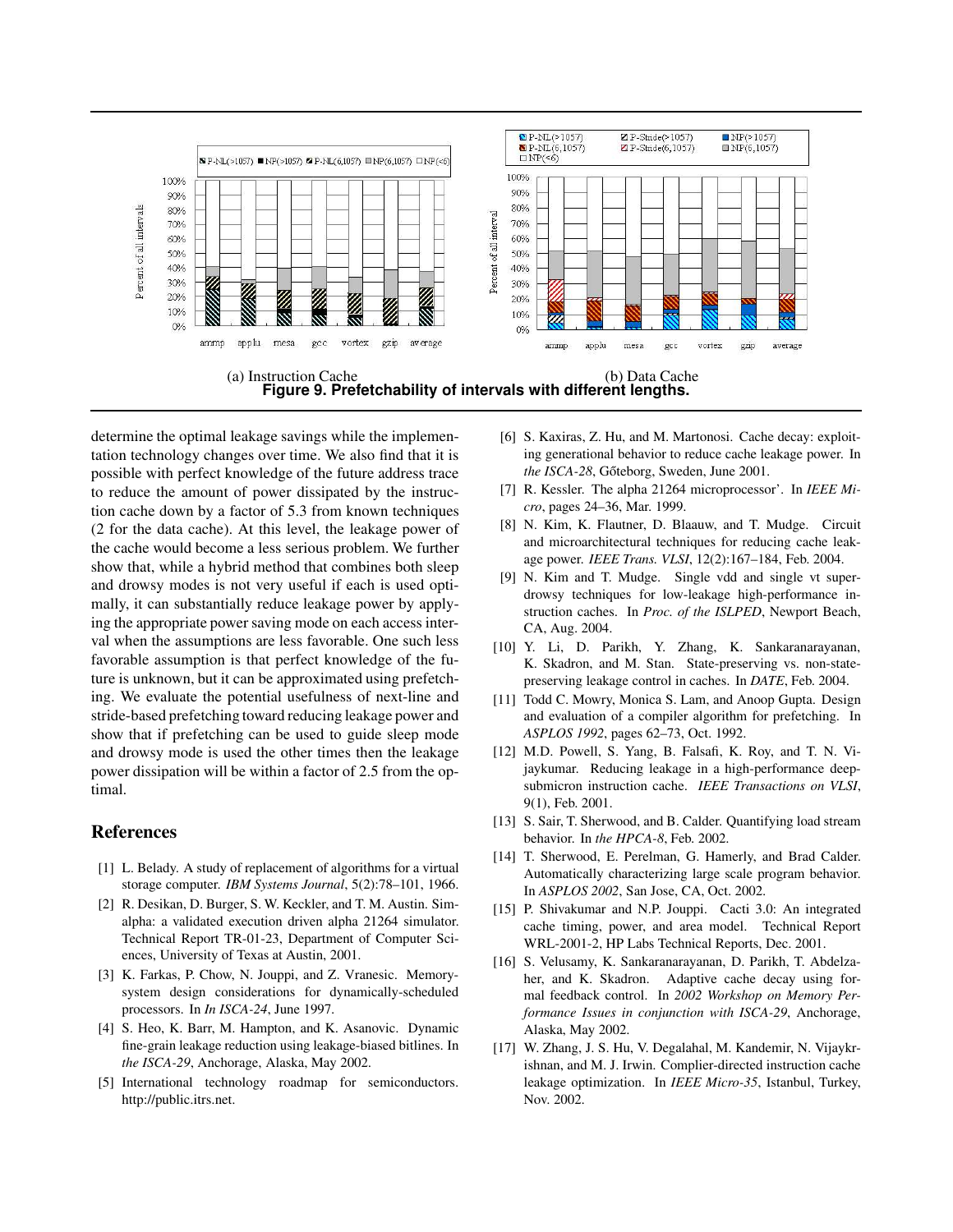(a) Instruction Cache (b) Data Cache

**Figure 9. Prefetchability of intervals with different lengths.**

determine the optimal leakage savings while the implementation technology changes over time. We also find that it is possible with perfect knowledge of the future address trace to reduce the amount of power dissipated by the instruction cache down by a factor of 5.3 from known techniques (2 for the data cache). At this level, the leakage power of the cache would become a less serious problem. We further show that, while a hybrid method that combines both sleep and drowsy modes is not very useful if each is used optimally, it can substantially reduce leakage power by applying the appropriate power saving mode on each access interval when the assumptions are less favorable. One such less favorable assumption is that perfect knowledge of the future is unknown, but it can be approximated using prefetching. We evaluate the potential usefulness of next-line and stride-based prefetching toward reducing leakage power and show that if prefetching can be used to guide sleep mode and drowsy mode is used the other times then the leakage power dissipation will be within a factor of 2.5 from the optimal.

## References

[1] L. Belady. A study of replacement of algorithms for a virtual storage computer. *IBM Systems Journal*, 5(2):78–101, 1966.

[2] R. Desikan, D. Burger, S. W. Keckler, and T. M. Austin. Sim-alpha: a validated execution driven alpha 21264 simulator. Technical Report TR-01-23, Department of Computer Sciences, University of Texas at Austin, 2001.

[3] K. Farkas, P. Chow, N. Jouppi, and Z. Vranesic. Memory-system design considerations for dynamically-scheduled processors. In *In ISCA-24*, June 1997.

[4] S. Heo, K. Barr, M. Hampton, and K. Asanovic. Dynamic fine-grain leakage reduction using leakage-biased bitlines. In *the ISCA-29*, Anchorage, Alaska, May 2002.

[5] International technology roadmap for semiconductors. http://public.itrs.net.

[6] S. Kaxiras, Z. Hu, and M. Martonosi. Cache decay: exploiting generational behavior to reduce cache leakage power. In *the ISCA-28*, Gőteborg, Sweden, June 2001.

[7] R. Kessler. The alpha 21264 microprocessor'. In *IEEE Micro*, pages 24–36, Mar. 1999.

[8] N. Kim, K. Flautner, D. Blaauw, and T. Mudge. Circuit and microarchitectural techniques for reducing cache leakage power. *IEEE Trans. VLSI*, 12(2):167–184, Feb. 2004.

[9] N. Kim and T. Mudge. Single vdd and single vt super-drowsy techniques for low-leakage high-performance instruction caches. In *Proc. of the ISLPED*, Newport Beach, CA, Aug. 2004.

[10] Y. Li, D. Parikh, Y. Zhang, K. Sankaranarayanan, K. Skadron, and M. Stan. State-preserving vs. non-state-preserving leakage control in caches. In *DATE*, Feb. 2004.

[11] Todd C. Mowry, Monica S. Lam, and Anoop Gupta. Design and evaluation of a compiler algorithm for prefetching. In *ASPLOS 1992*, pages 62–73, Oct. 1992.

[12] M.D. Powell, S. Yang, B. Falsafi, K. Roy, and T. N. Vijaykumar. Reducing leakage in a high-performance deep-submicron instruction cache. *IEEE Transactions on VLSI*, 9(1), Feb. 2001.

[13] S. Sair, T. Sherwood, and B. Calder. Quantifying load stream behavior. In *the HPCA-8*, Feb. 2002.

[14] T. Sherwood, E. Perelman, G. Hamerly, and Brad Calder. Automatically characterizing large scale program behavior. In *ASPLOS 2002*, San Jose, CA, Oct. 2002.

[15] P. Shivakumar and N.P. Jouppi. Cacti 3.0: An integrated cache timing, power, and area model. Technical Report WRL-2001-2, HP Labs Technical Reports, Dec. 2001.

[16] S. Velusamy, K. Sankaranarayanan, D. Parikh, T. Abdelzaher, and K. Skadron. Adaptive cache decay using formal feedback control. In *2002 Workshop on Memory Performance Issues in conjunction with ISCA-29*, Anchorage, Alaska, May 2002.

[17] W. Zhang, J. S. Hu, V. Degalahal, M. Kandemir, N. Vijaykrishnan, and M. J. Irwin. Complier-directed instruction cache leakage optimization. In *IEEE Micro-35*, Istanbul, Turkey, Nov. 2002.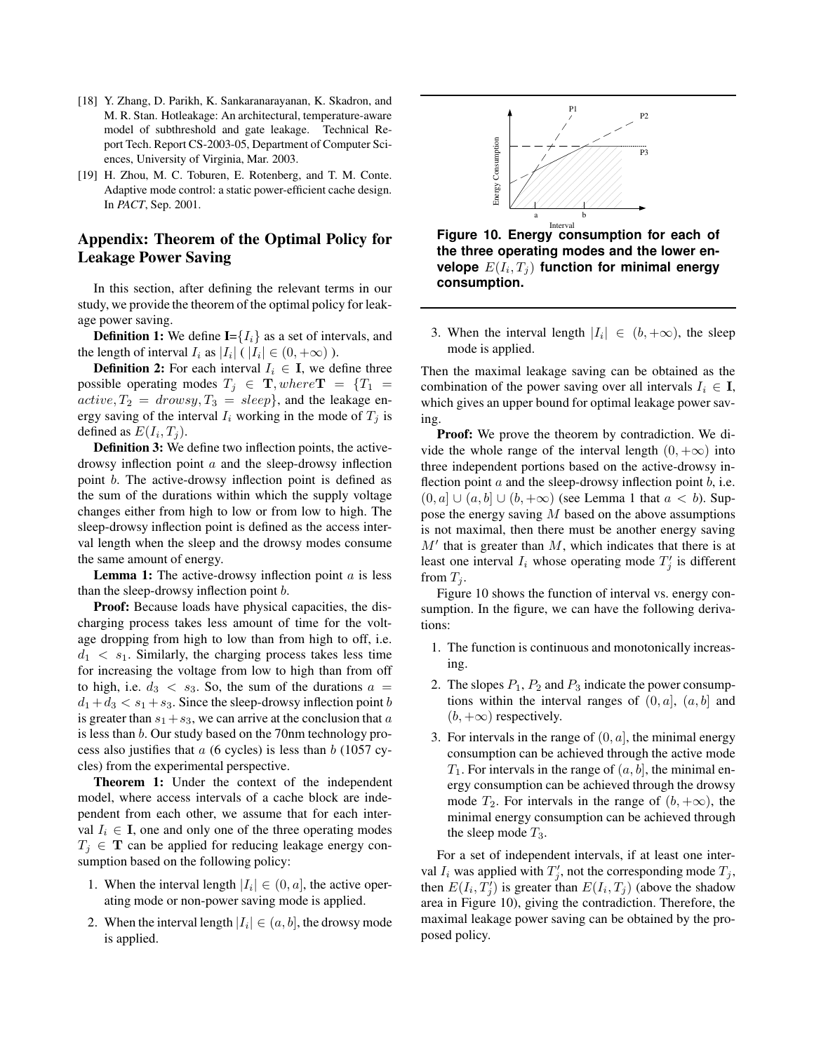[18] Y. Zhang, D. Parikh, K. Sankaranarayanan, K. Skadron, and M. R. Stan. Hotleakage: An architectural, temperature-aware model of subthreshold and gate leakage. Technical Report Tech. Report CS-2003-05, Department of Computer Sciences, University of Virginia, Mar. 2003.

[19] H. Zhou, M. C. Toburen, E. Rotenberg, and T. M. Conte. Adaptive mode control: a static power-efficient cache design. In *PACT*, Sep. 2001.

## Appendix: Theorem of the Optimal Policy for Leakage Power Saving

In this section, after defining the relevant terms in our study, we provide the theorem of the optimal policy for leakage power saving.

**Definition 1:** We define **I**=$\{I_i\}$ as a set of intervals, and the length of interval $I_i$ as $|I_i|$ ( $|I_i| \in (0, +\infty)$ ).

**Definition 2:** For each interval $I_i \in \mathbf{I}$, we define three possible operating modes $T_j \in \mathbf{T}, where \mathbf{T} = \{T_1 = active, T_2 = drowsy, T_3 = sleep\}$, and the leakage energy saving of the interval $I_i$ working in the mode of $T_j$ is defined as $E(I_i, T_j)$.

**Definition 3:** We define two inflection points, the active-drowsy inflection point $a$ and the sleep-drowsy inflection point $b$. The active-drowsy inflection point is defined as the sum of the durations within which the supply voltage changes either from high to low or from low to high. The sleep-drowsy inflection point is defined as the access interval length when the sleep and the drowsy modes consume the same amount of energy.

**Lemma 1:** The active-drowsy inflection point $a$ is less than the sleep-drowsy inflection point $b$.

**Proof:** Because loads have physical capacities, the discharging process takes less amount of time for the voltage dropping from high to low than from high to off, i.e. $d_1 < s_1$. Similarly, the charging process takes less time for increasing the voltage from low to high than from off to high, i.e. $d_3 < s_3$. So, the sum of the durations $a = d_1 + d_3 < s_1 + s_3$. Since the sleep-drowsy inflection point $b$ is greater than $s_1 + s_3$, we can arrive at the conclusion that $a$ is less than $b$. Our study based on the 70nm technology process also justifies that $a$ (6 cycles) is less than $b$ (1057 cycles) from the experimental perspective.

**Theorem 1:** Under the context of the independent model, where access intervals of a cache block are independent from each other, we assume that for each interval $I_i \in \mathbf{I}$, one and only one of the three operating modes $T_j \in \mathbf{T}$ can be applied for reducing leakage energy consumption based on the following policy:

1. When the interval length $|I_i| \in (0, a]$, the active operating mode or non-power saving mode is applied.
2. When the interval length $|I_i| \in (a, b]$, the drowsy mode is applied.
3. When the interval length $|I_i| \in (b, +\infty)$, the sleep mode is applied.

Then the maximal leakage saving can be obtained as the combination of the power saving over all intervals $I_i \in \mathbf{I}$, which gives an upper bound for optimal leakage power saving.

P1
P2
P3
Energy Consumption
a
b
Interval

**Figure 10. Energy consumption for each of the three operating modes and the lower envelope $E(I_i, T_j)$ function for minimal energy consumption.**

**Proof:** We prove the theorem by contradiction. We divide the whole range of the interval length $(0, +\infty)$ into three independent portions based on the active-drowsy inflection point $a$ and the sleep-drowsy inflection point $b$, i.e. $(0, a] \cup (a, b] \cup (b, +\infty)$ (see Lemma 1 that $a < b$). Suppose the energy saving $M$ based on the above assumptions is not maximal, then there must be another energy saving $M'$ that is greater than $M$, which indicates that there is at least one interval $I_i$ whose operating mode $T'_j$ is different from $T_j$.

Figure 10 shows the function of interval vs. energy consumption. In the figure, we can have the following derivations:

1. The function is continuous and monotonically increasing.
2. The slopes $P_1$, $P_2$ and $P_3$ indicate the power consumptions within the interval ranges of $(0, a]$, $(a, b]$ and $(b, +\infty)$ respectively.
3. For intervals in the range of $(0, a]$, the minimal energy consumption can be achieved through the active mode $T_1$. For intervals in the range of $(a, b]$, the minimal energy consumption can be achieved through the drowsy mode $T_2$. For intervals in the range of $(b, +\infty)$, the minimal energy consumption can be achieved through the sleep mode $T_3$.

For a set of independent intervals, if at least one interval $I_i$ was applied with $T'_j$, not the corresponding mode $T_j$, then $E(I_i, T'_j)$ is greater than $E(I_i, T_j)$ (above the shadow area in Figure 10), giving the contradiction. Therefore, the maximal leakage power saving can be obtained by the proposed policy.